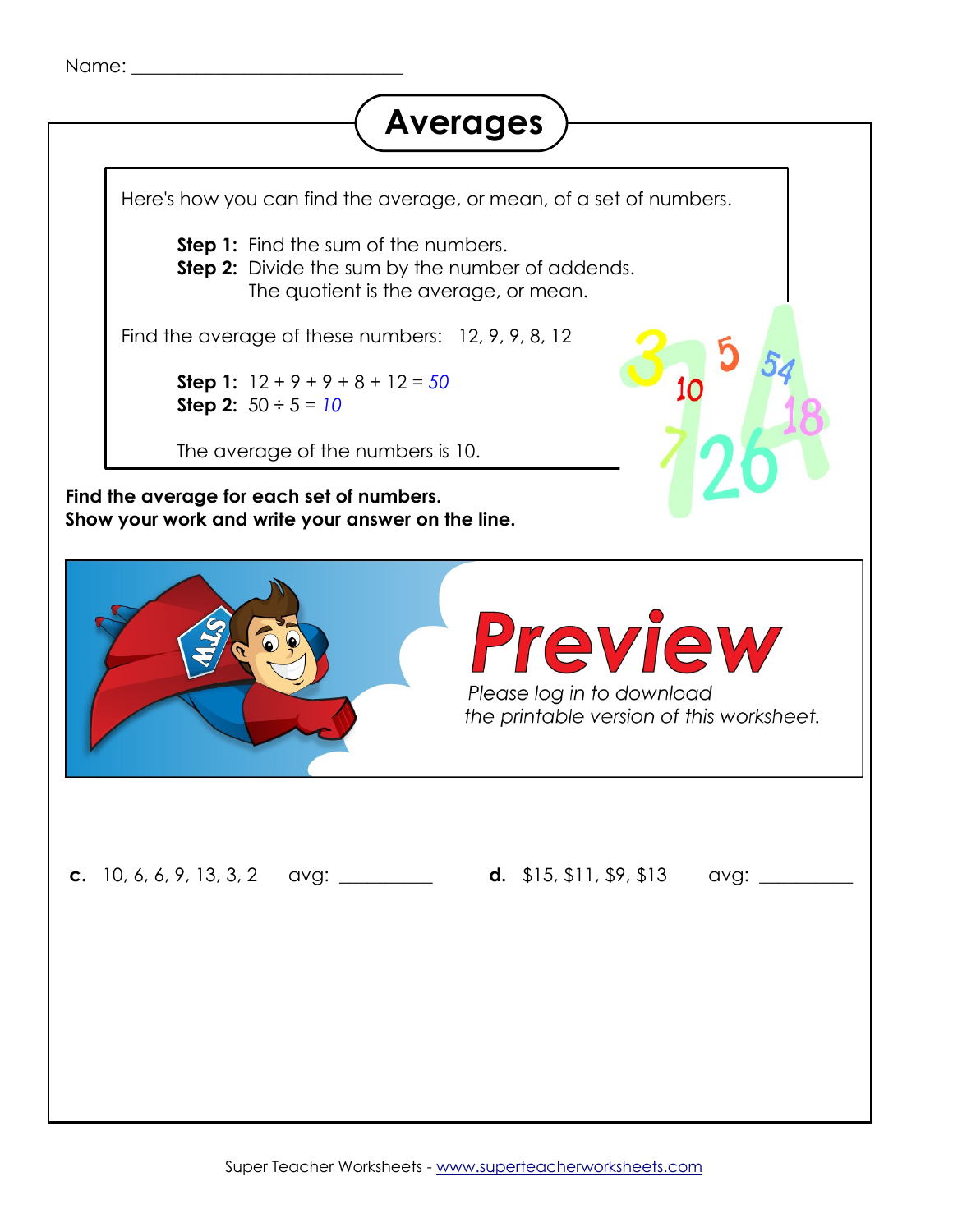Name: ___________________________

# Averages

Here's how you can find the average, or mean, of a set of numbers.

**Step 1:** Find the sum of the numbers.
**Step 2:** Divide the sum by the number of addends.
The quotient is the average, or mean.

Find the average of these numbers: 12, 9, 9, 8, 12

**Step 1:** 12 + 9 + 9 + 8 + 12 = *50*
**Step 2:** 50 ÷ 5 = *10*

The average of the numbers is 10.

**Find the average for each set of numbers.**
**Show your work and write your answer on the line.**

Preview

*Please log in to download the printable version of this worksheet.*

**c.** 10, 6, 6, 9, 13, 3, 2 avg: __________

**d.** $15, $11, $9, $13 avg: __________

Super Teacher Worksheets - www.superteacherworksheets.com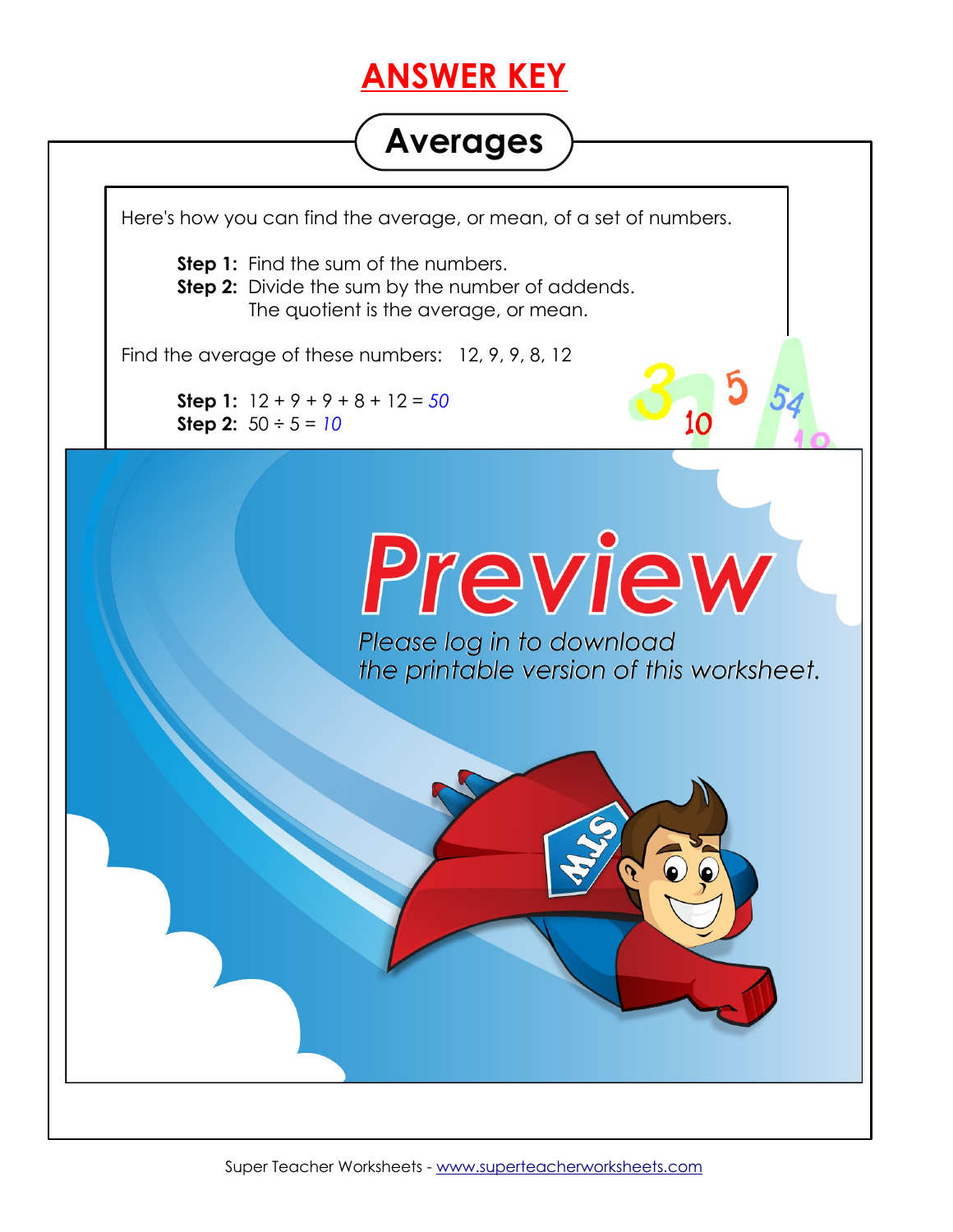# ANSWER KEY

## Averages

Here's how you can find the average, or mean, of a set of numbers.

**Step 1:** Find the sum of the numbers.
**Step 2:** Divide the sum by the number of addends. The quotient is the average, or mean.

Find the average of these numbers: 12, 9, 9, 8, 12

**Step 1:** 12 + 9 + 9 + 8 + 12 = *50*
**Step 2:** 50 ÷ 5 = *10*

Preview

Please log in to download the printable version of this worksheet.